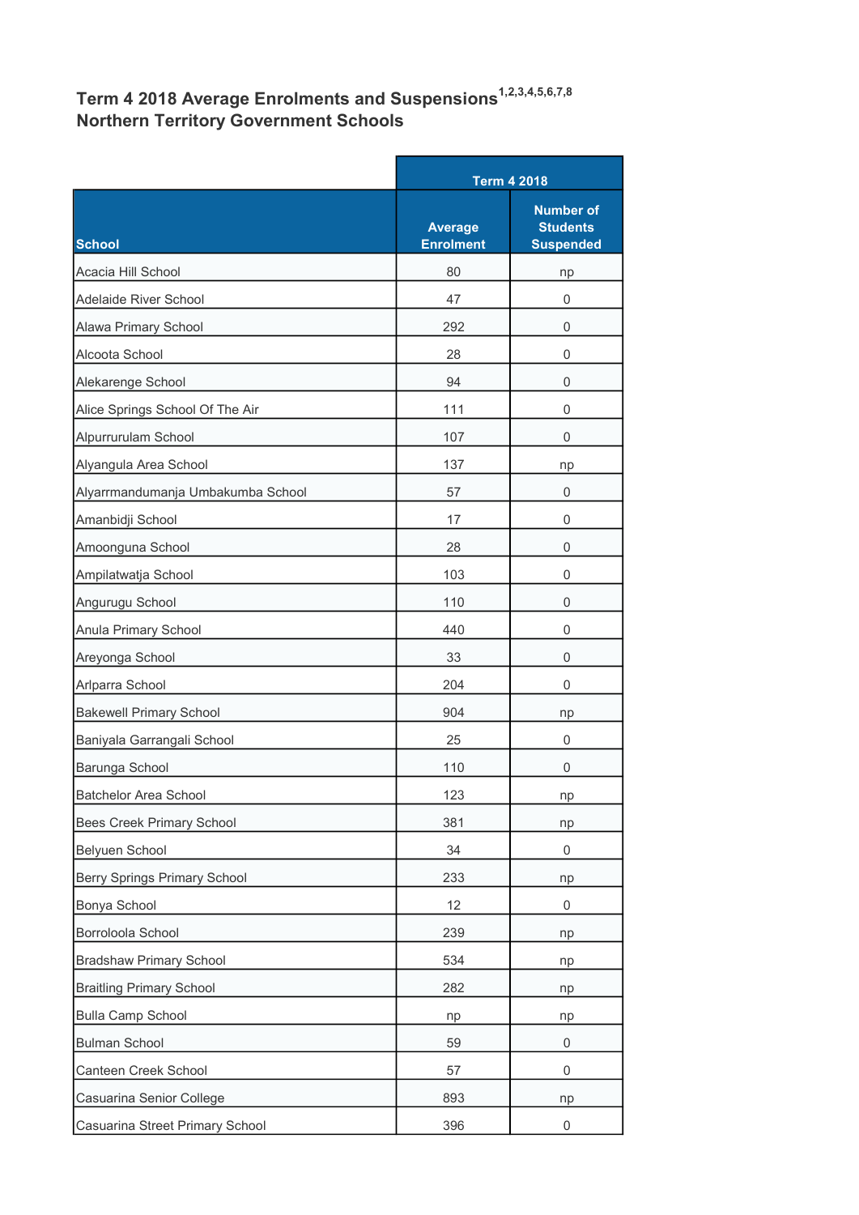## Term 4 2018 Average Enrolments and Suspensions[1,2,3,4,5,6,7,8]
## Northern Territory Government Schools

| | Term 4 2018 | |
|---|---|---|
| **School** | **Average Enrolment** | **Number of Students Suspended** |
| Acacia Hill School | 80 | np |
| Adelaide River School | 47 | 0 |
| Alawa Primary School | 292 | 0 |
| Alcoota School | 28 | 0 |
| Alekarenge School | 94 | 0 |
| Alice Springs School Of The Air | 111 | 0 |
| Alpurrurulam School | 107 | 0 |
| Alyangula Area School | 137 | np |
| Alyarrmandumanja Umbakumba School | 57 | 0 |
| Amanbidji School | 17 | 0 |
| Amoonguna School | 28 | 0 |
| Ampilatwatja School | 103 | 0 |
| Angurugu School | 110 | 0 |
| Anula Primary School | 440 | 0 |
| Areyonga School | 33 | 0 |
| Arlparra School | 204 | 0 |
| Bakewell Primary School | 904 | np |
| Baniyala Garrangali School | 25 | 0 |
| Barunga School | 110 | 0 |
| Batchelor Area School | 123 | np |
| Bees Creek Primary School | 381 | np |
| Belyuen School | 34 | 0 |
| Berry Springs Primary School | 233 | np |
| Bonya School | 12 | 0 |
| Borroloola School | 239 | np |
| Bradshaw Primary School | 534 | np |
| Braitling Primary School | 282 | np |
| Bulla Camp School | np | np |
| Bulman School | 59 | 0 |
| Canteen Creek School | 57 | 0 |
| Casuarina Senior College | 893 | np |
| Casuarina Street Primary School | 396 | 0 |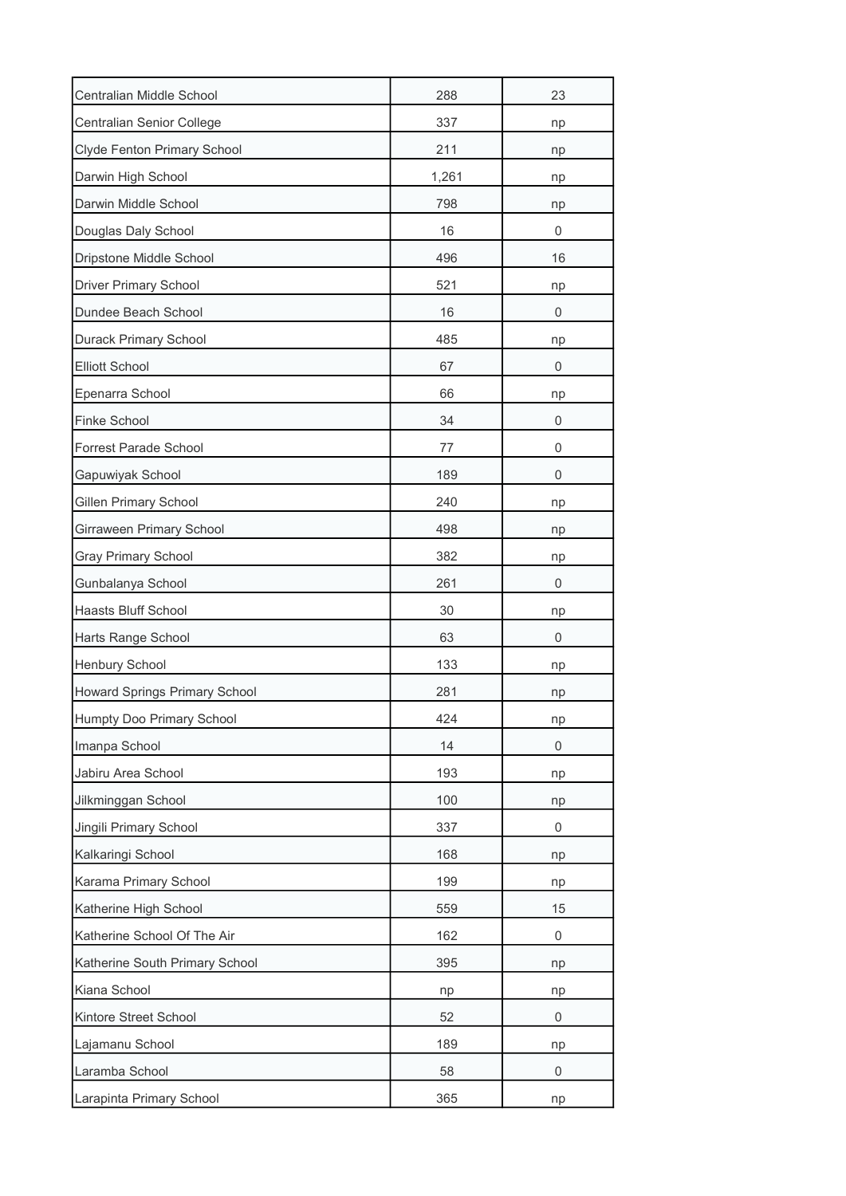| | | |
|---|---|---|
| Centralian Middle School | 288 | 23 |
| Centralian Senior College | 337 | np |
| Clyde Fenton Primary School | 211 | np |
| Darwin High School | 1,261 | np |
| Darwin Middle School | 798 | np |
| Douglas Daly School | 16 | 0 |
| Dripstone Middle School | 496 | 16 |
| Driver Primary School | 521 | np |
| Dundee Beach School | 16 | 0 |
| Durack Primary School | 485 | np |
| Elliott School | 67 | 0 |
| Epenarra School | 66 | np |
| Finke School | 34 | 0 |
| Forrest Parade School | 77 | 0 |
| Gapuwiyak School | 189 | 0 |
| Gillen Primary School | 240 | np |
| Girraween Primary School | 498 | np |
| Gray Primary School | 382 | np |
| Gunbalanya School | 261 | 0 |
| Haasts Bluff School | 30 | np |
| Harts Range School | 63 | 0 |
| Henbury School | 133 | np |
| Howard Springs Primary School | 281 | np |
| Humpty Doo Primary School | 424 | np |
| Imanpa School | 14 | 0 |
| Jabiru Area School | 193 | np |
| Jilkminggan School | 100 | np |
| Jingili Primary School | 337 | 0 |
| Kalkaringi School | 168 | np |
| Karama Primary School | 199 | np |
| Katherine High School | 559 | 15 |
| Katherine School Of The Air | 162 | 0 |
| Katherine South Primary School | 395 | np |
| Kiana School | np | np |
| Kintore Street School | 52 | 0 |
| Lajamanu School | 189 | np |
| Laramba School | 58 | 0 |
| Larapinta Primary School | 365 | np |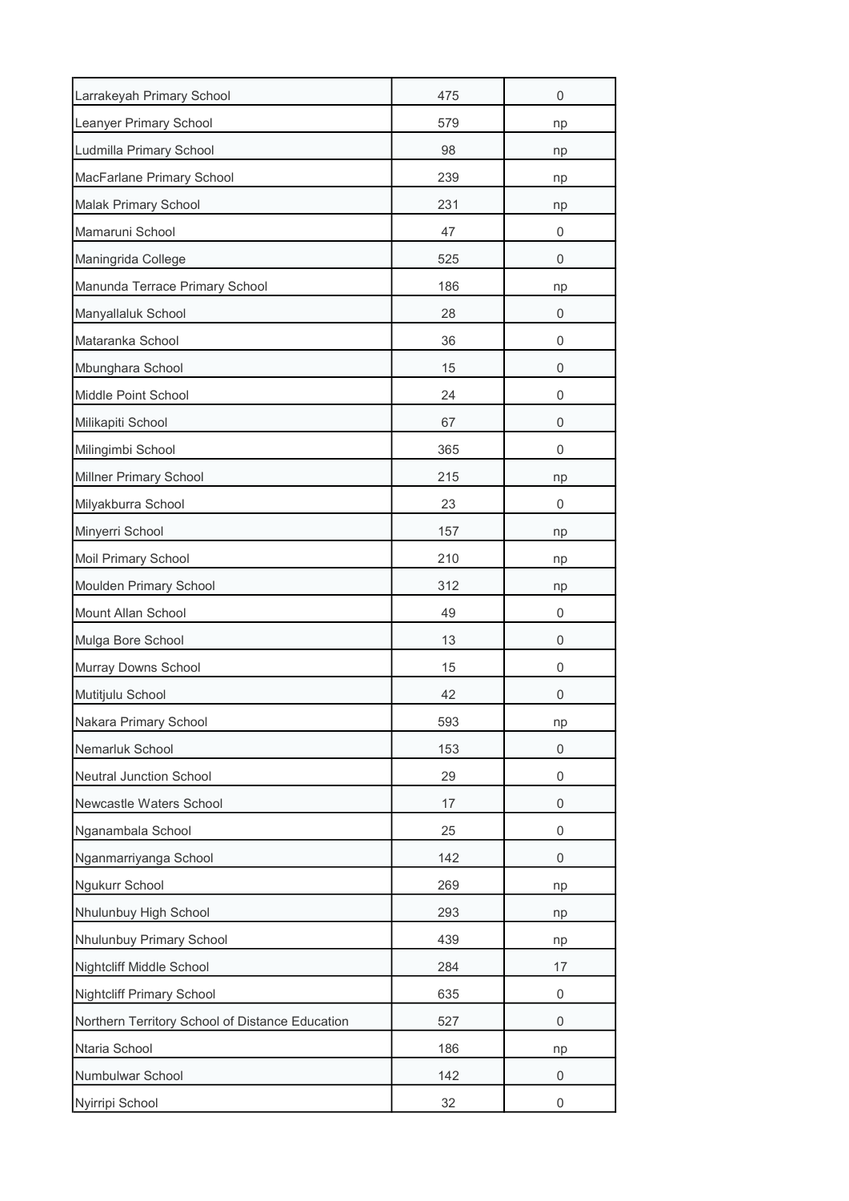| | | |
|---|---|---|
| Larrakeyah Primary School | 475 | 0 |
| Leanyer Primary School | 579 | np |
| Ludmilla Primary School | 98 | np |
| MacFarlane Primary School | 239 | np |
| Malak Primary School | 231 | np |
| Mamaruni School | 47 | 0 |
| Maningrida College | 525 | 0 |
| Manunda Terrace Primary School | 186 | np |
| Manyallaluk School | 28 | 0 |
| Mataranka School | 36 | 0 |
| Mbunghara School | 15 | 0 |
| Middle Point School | 24 | 0 |
| Milikapiti School | 67 | 0 |
| Milingimbi School | 365 | 0 |
| Millner Primary School | 215 | np |
| Milyakburra School | 23 | 0 |
| Minyerri School | 157 | np |
| Moil Primary School | 210 | np |
| Moulden Primary School | 312 | np |
| Mount Allan School | 49 | 0 |
| Mulga Bore School | 13 | 0 |
| Murray Downs School | 15 | 0 |
| Mutitjulu School | 42 | 0 |
| Nakara Primary School | 593 | np |
| Nemarluk School | 153 | 0 |
| Neutral Junction School | 29 | 0 |
| Newcastle Waters School | 17 | 0 |
| Nganambala School | 25 | 0 |
| Nganmarriyanga School | 142 | 0 |
| Ngukurr School | 269 | np |
| Nhulunbuy High School | 293 | np |
| Nhulunbuy Primary School | 439 | np |
| Nightcliff Middle School | 284 | 17 |
| Nightcliff Primary School | 635 | 0 |
| Northern Territory School of Distance Education | 527 | 0 |
| Ntaria School | 186 | np |
| Numbulwar School | 142 | 0 |
| Nyirripi School | 32 | 0 |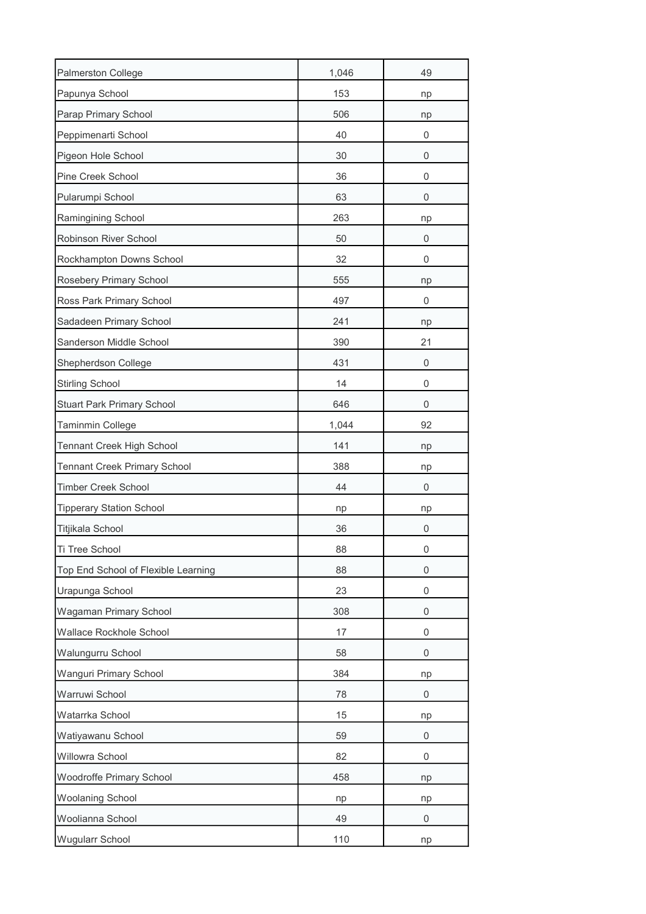| | | |
|---|---|---|
| Palmerston College | 1,046 | 49 |
| Papunya School | 153 | np |
| Parap Primary School | 506 | np |
| Peppimenarti School | 40 | 0 |
| Pigeon Hole School | 30 | 0 |
| Pine Creek School | 36 | 0 |
| Pularumpi School | 63 | 0 |
| Ramingining School | 263 | np |
| Robinson River School | 50 | 0 |
| Rockhampton Downs School | 32 | 0 |
| Rosebery Primary School | 555 | np |
| Ross Park Primary School | 497 | 0 |
| Sadadeen Primary School | 241 | np |
| Sanderson Middle School | 390 | 21 |
| Shepherdson College | 431 | 0 |
| Stirling School | 14 | 0 |
| Stuart Park Primary School | 646 | 0 |
| Taminmin College | 1,044 | 92 |
| Tennant Creek High School | 141 | np |
| Tennant Creek Primary School | 388 | np |
| Timber Creek School | 44 | 0 |
| Tipperary Station School | np | np |
| Titjikala School | 36 | 0 |
| Ti Tree School | 88 | 0 |
| Top End School of Flexible Learning | 88 | 0 |
| Urapunga School | 23 | 0 |
| Wagaman Primary School | 308 | 0 |
| Wallace Rockhole School | 17 | 0 |
| Walungurru School | 58 | 0 |
| Wanguri Primary School | 384 | np |
| Warruwi School | 78 | 0 |
| Watarrka School | 15 | np |
| Watiyawanu School | 59 | 0 |
| Willowra School | 82 | 0 |
| Woodroffe Primary School | 458 | np |
| Woolaning School | np | np |
| Woolianna School | 49 | 0 |
| Wugularr School | 110 | np |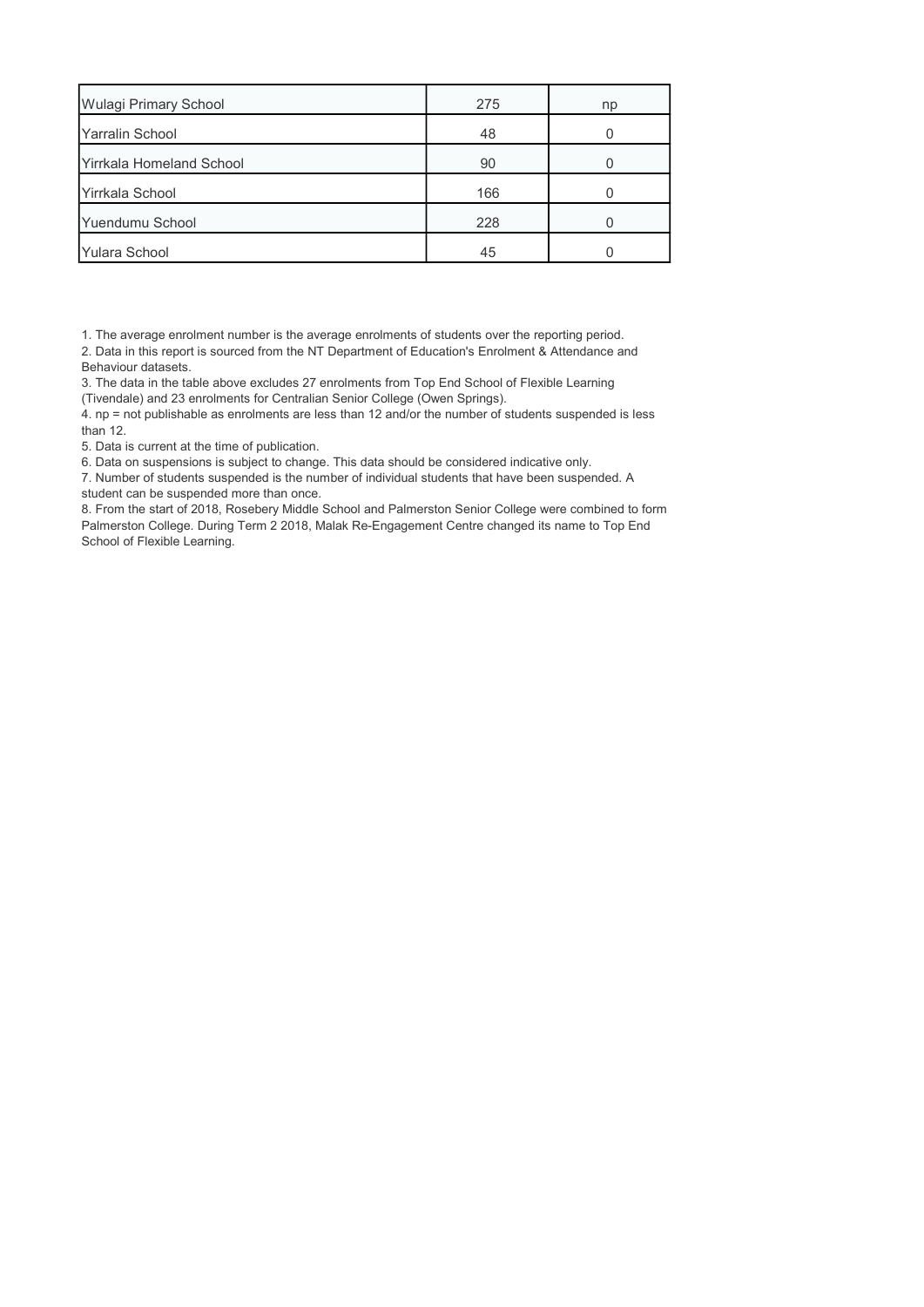| | | |
|---|---|---|
| Wulagi Primary School | 275 | np |
| Yarralin School | 48 | 0 |
| Yirrkala Homeland School | 90 | 0 |
| Yirrkala School | 166 | 0 |
| Yuendumu School | 228 | 0 |
| Yulara School | 45 | 0 |

1. The average enrolment number is the average enrolments of students over the reporting period.
2. Data in this report is sourced from the NT Department of Education's Enrolment & Attendance and Behaviour datasets.
3. The data in the table above excludes 27 enrolments from Top End School of Flexible Learning (Tivendale) and 23 enrolments for Centralian Senior College (Owen Springs).
4. np = not publishable as enrolments are less than 12 and/or the number of students suspended is less than 12.
5. Data is current at the time of publication.
6. Data on suspensions is subject to change. This data should be considered indicative only.
7. Number of students suspended is the number of individual students that have been suspended. A student can be suspended more than once.
8. From the start of 2018, Rosebery Middle School and Palmerston Senior College were combined to form Palmerston College. During Term 2 2018, Malak Re-Engagement Centre changed its name to Top End School of Flexible Learning.